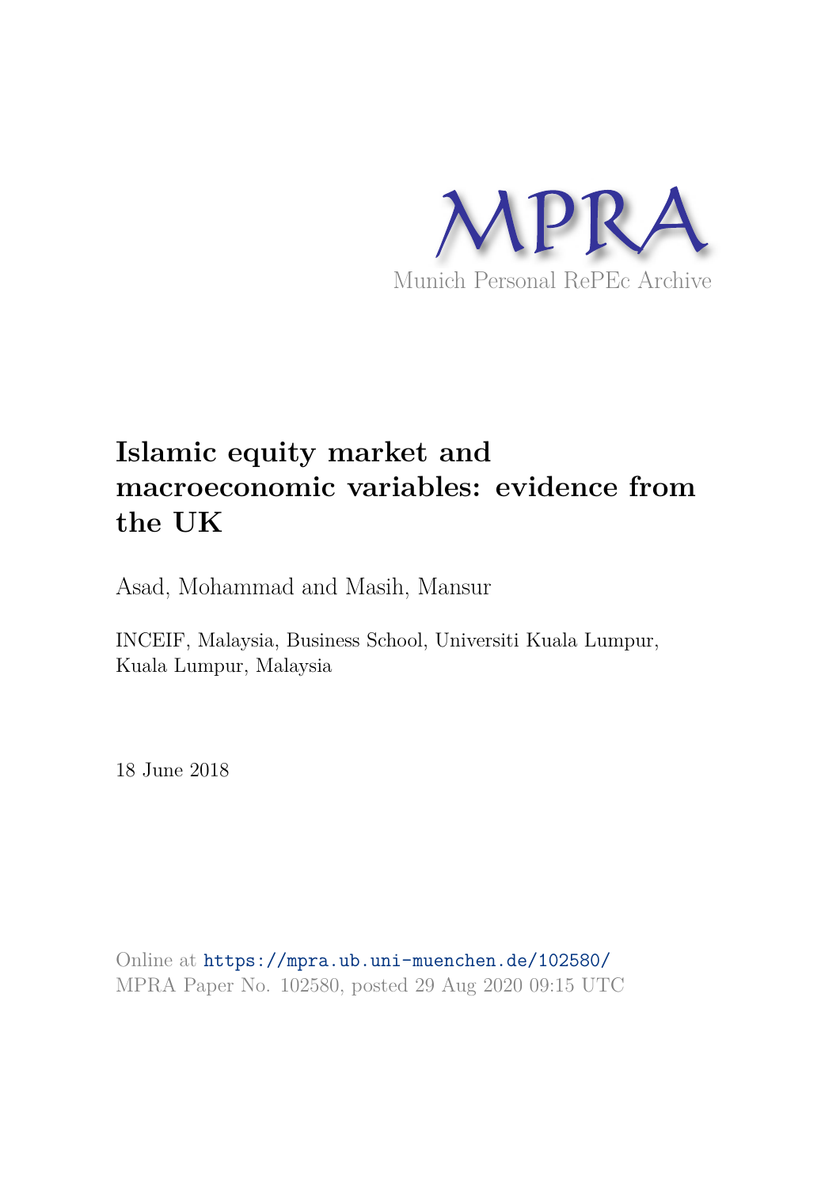MPRA

Munich Personal RePEc Archive

# Islamic equity market and macroeconomic variables: evidence from the UK

Asad, Mohammad and Masih, Mansur

INCEIF, Malaysia, Business School, Universiti Kuala Lumpur, Kuala Lumpur, Malaysia

18 June 2018

Online at https://mpra.ub.uni-muenchen.de/102580/
MPRA Paper No. 102580, posted 29 Aug 2020 09:15 UTC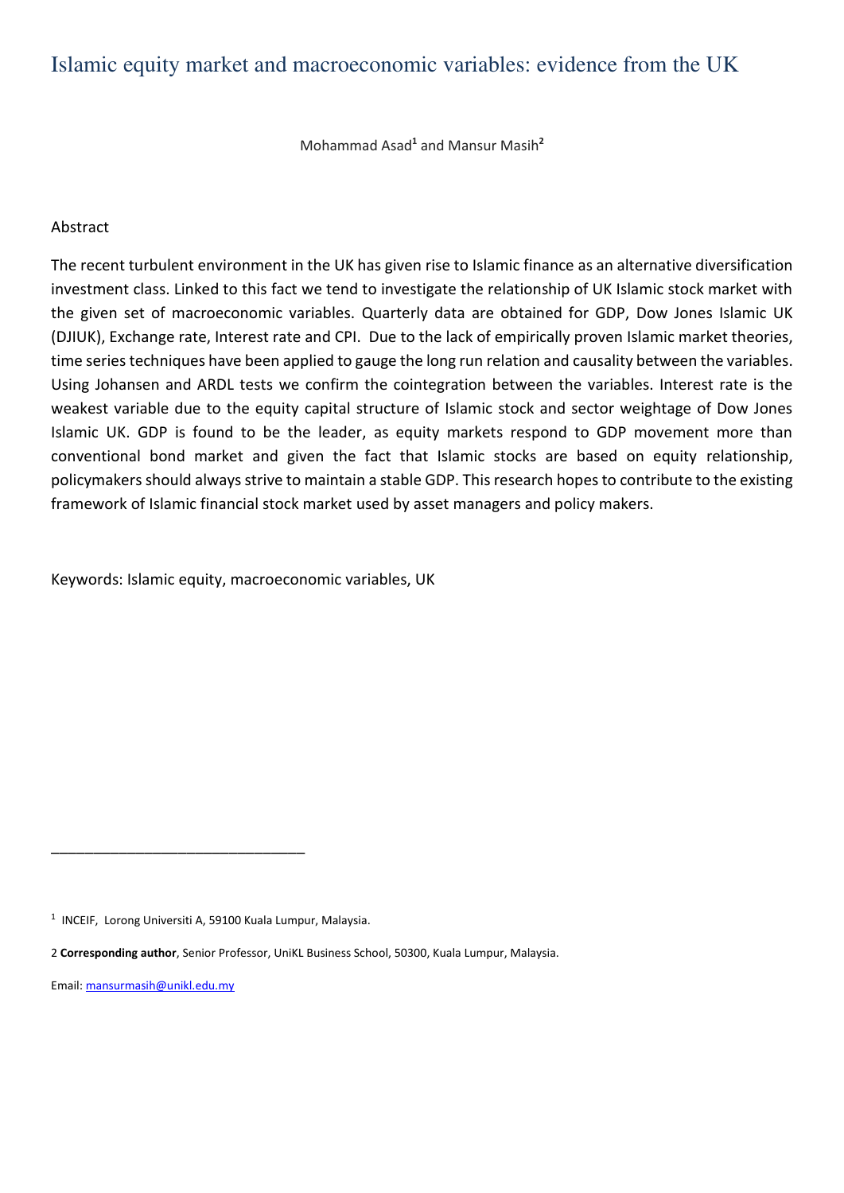# Islamic equity market and macroeconomic variables: evidence from the UK

Mohammad Asad[1] and Mansur Masih[2]

## Abstract

The recent turbulent environment in the UK has given rise to Islamic finance as an alternative diversification investment class. Linked to this fact we tend to investigate the relationship of UK Islamic stock market with the given set of macroeconomic variables. Quarterly data are obtained for GDP, Dow Jones Islamic UK (DJIUK), Exchange rate, Interest rate and CPI. Due to the lack of empirically proven Islamic market theories, time series techniques have been applied to gauge the long run relation and causality between the variables. Using Johansen and ARDL tests we confirm the cointegration between the variables. Interest rate is the weakest variable due to the equity capital structure of Islamic stock and sector weightage of Dow Jones Islamic UK. GDP is found to be the leader, as equity markets respond to GDP movement more than conventional bond market and given the fact that Islamic stocks are based on equity relationship, policymakers should always strive to maintain a stable GDP. This research hopes to contribute to the existing framework of Islamic financial stock market used by asset managers and policy makers.

Keywords: Islamic equity, macroeconomic variables, UK

---

[1] INCEIF, Lorong Universiti A, 59100 Kuala Lumpur, Malaysia.

[2] **Corresponding author**, Senior Professor, UniKL Business School, 50300, Kuala Lumpur, Malaysia.

Email: mansurmasih@unikl.edu.my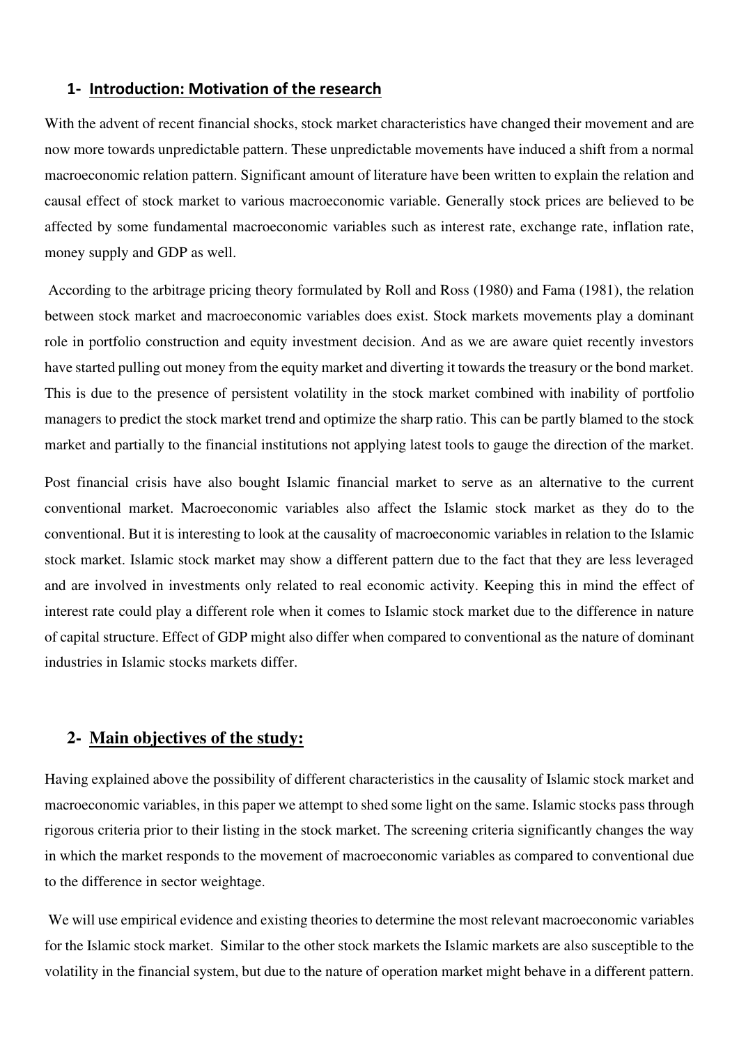## 1- Introduction: Motivation of the research

With the advent of recent financial shocks, stock market characteristics have changed their movement and are now more towards unpredictable pattern. These unpredictable movements have induced a shift from a normal macroeconomic relation pattern. Significant amount of literature have been written to explain the relation and causal effect of stock market to various macroeconomic variable. Generally stock prices are believed to be affected by some fundamental macroeconomic variables such as interest rate, exchange rate, inflation rate, money supply and GDP as well.

According to the arbitrage pricing theory formulated by Roll and Ross (1980) and Fama (1981), the relation between stock market and macroeconomic variables does exist. Stock markets movements play a dominant role in portfolio construction and equity investment decision. And as we are aware quiet recently investors have started pulling out money from the equity market and diverting it towards the treasury or the bond market. This is due to the presence of persistent volatility in the stock market combined with inability of portfolio managers to predict the stock market trend and optimize the sharp ratio. This can be partly blamed to the stock market and partially to the financial institutions not applying latest tools to gauge the direction of the market.

Post financial crisis have also bought Islamic financial market to serve as an alternative to the current conventional market. Macroeconomic variables also affect the Islamic stock market as they do to the conventional. But it is interesting to look at the causality of macroeconomic variables in relation to the Islamic stock market. Islamic stock market may show a different pattern due to the fact that they are less leveraged and are involved in investments only related to real economic activity. Keeping this in mind the effect of interest rate could play a different role when it comes to Islamic stock market due to the difference in nature of capital structure. Effect of GDP might also differ when compared to conventional as the nature of dominant industries in Islamic stocks markets differ.

## 2- Main objectives of the study:

Having explained above the possibility of different characteristics in the causality of Islamic stock market and macroeconomic variables, in this paper we attempt to shed some light on the same. Islamic stocks pass through rigorous criteria prior to their listing in the stock market. The screening criteria significantly changes the way in which the market responds to the movement of macroeconomic variables as compared to conventional due to the difference in sector weightage.

We will use empirical evidence and existing theories to determine the most relevant macroeconomic variables for the Islamic stock market. Similar to the other stock markets the Islamic markets are also susceptible to the volatility in the financial system, but due to the nature of operation market might behave in a different pattern.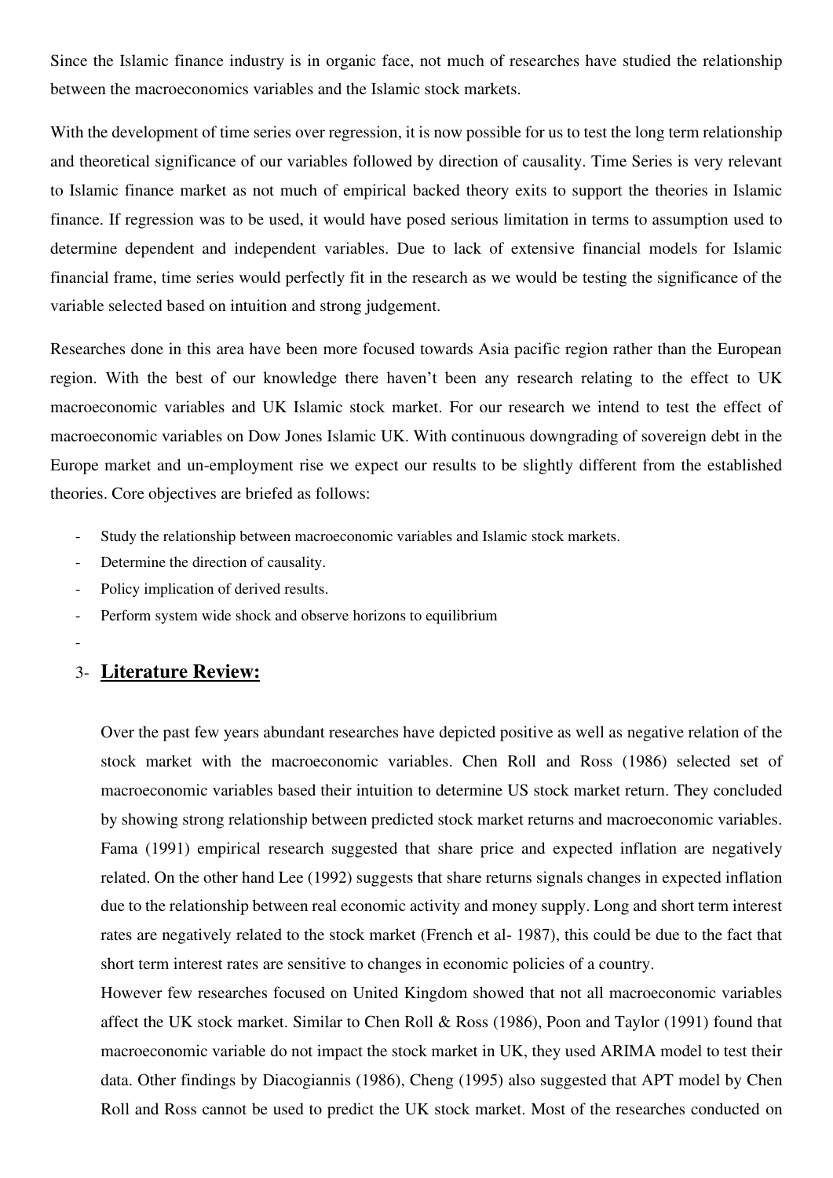Since the Islamic finance industry is in organic face, not much of researches have studied the relationship between the macroeconomics variables and the Islamic stock markets.

With the development of time series over regression, it is now possible for us to test the long term relationship and theoretical significance of our variables followed by direction of causality. Time Series is very relevant to Islamic finance market as not much of empirical backed theory exits to support the theories in Islamic finance. If regression was to be used, it would have posed serious limitation in terms to assumption used to determine dependent and independent variables. Due to lack of extensive financial models for Islamic financial frame, time series would perfectly fit in the research as we would be testing the significance of the variable selected based on intuition and strong judgement.

Researches done in this area have been more focused towards Asia pacific region rather than the European region. With the best of our knowledge there haven't been any research relating to the effect to UK macroeconomic variables and UK Islamic stock market. For our research we intend to test the effect of macroeconomic variables on Dow Jones Islamic UK. With continuous downgrading of sovereign debt in the Europe market and un-employment rise we expect our results to be slightly different from the established theories. Core objectives are briefed as follows:

- Study the relationship between macroeconomic variables and Islamic stock markets.
- Determine the direction of causality.
- Policy implication of derived results.
- Perform system wide shock and observe horizons to equilibrium
-

## 3- Literature Review:

Over the past few years abundant researches have depicted positive as well as negative relation of the stock market with the macroeconomic variables. Chen Roll and Ross (1986) selected set of macroeconomic variables based their intuition to determine US stock market return. They concluded by showing strong relationship between predicted stock market returns and macroeconomic variables. Fama (1991) empirical research suggested that share price and expected inflation are negatively related. On the other hand Lee (1992) suggests that share returns signals changes in expected inflation due to the relationship between real economic activity and money supply. Long and short term interest rates are negatively related to the stock market (French et al- 1987), this could be due to the fact that short term interest rates are sensitive to changes in economic policies of a country.

However few researches focused on United Kingdom showed that not all macroeconomic variables affect the UK stock market. Similar to Chen Roll & Ross (1986), Poon and Taylor (1991) found that macroeconomic variable do not impact the stock market in UK, they used ARIMA model to test their data. Other findings by Diacogiannis (1986), Cheng (1995) also suggested that APT model by Chen Roll and Ross cannot be used to predict the UK stock market. Most of the researches conducted on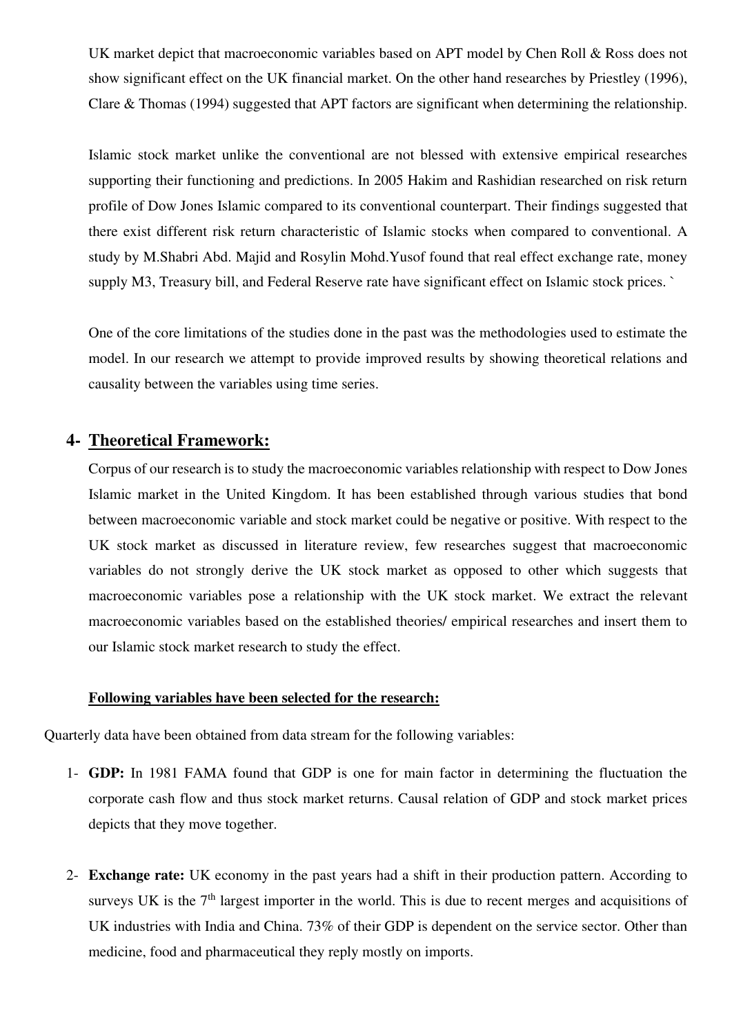UK market depict that macroeconomic variables based on APT model by Chen Roll & Ross does not show significant effect on the UK financial market. On the other hand researches by Priestley (1996), Clare & Thomas (1994) suggested that APT factors are significant when determining the relationship.

Islamic stock market unlike the conventional are not blessed with extensive empirical researches supporting their functioning and predictions. In 2005 Hakim and Rashidian researched on risk return profile of Dow Jones Islamic compared to its conventional counterpart. Their findings suggested that there exist different risk return characteristic of Islamic stocks when compared to conventional. A study by M.Shabri Abd. Majid and Rosylin Mohd.Yusof found that real effect exchange rate, money supply M3, Treasury bill, and Federal Reserve rate have significant effect on Islamic stock prices. `

One of the core limitations of the studies done in the past was the methodologies used to estimate the model. In our research we attempt to provide improved results by showing theoretical relations and causality between the variables using time series.

## 4- Theoretical Framework:

Corpus of our research is to study the macroeconomic variables relationship with respect to Dow Jones Islamic market in the United Kingdom. It has been established through various studies that bond between macroeconomic variable and stock market could be negative or positive. With respect to the UK stock market as discussed in literature review, few researches suggest that macroeconomic variables do not strongly derive the UK stock market as opposed to other which suggests that macroeconomic variables pose a relationship with the UK stock market. We extract the relevant macroeconomic variables based on the established theories/ empirical researches and insert them to our Islamic stock market research to study the effect.

**Following variables have been selected for the research:**

Quarterly data have been obtained from data stream for the following variables:

1- **GDP:** In 1981 FAMA found that GDP is one for main factor in determining the fluctuation the corporate cash flow and thus stock market returns. Causal relation of GDP and stock market prices depicts that they move together.

2- **Exchange rate:** UK economy in the past years had a shift in their production pattern. According to surveys UK is the 7th largest importer in the world. This is due to recent merges and acquisitions of UK industries with India and China. 73% of their GDP is dependent on the service sector. Other than medicine, food and pharmaceutical they reply mostly on imports.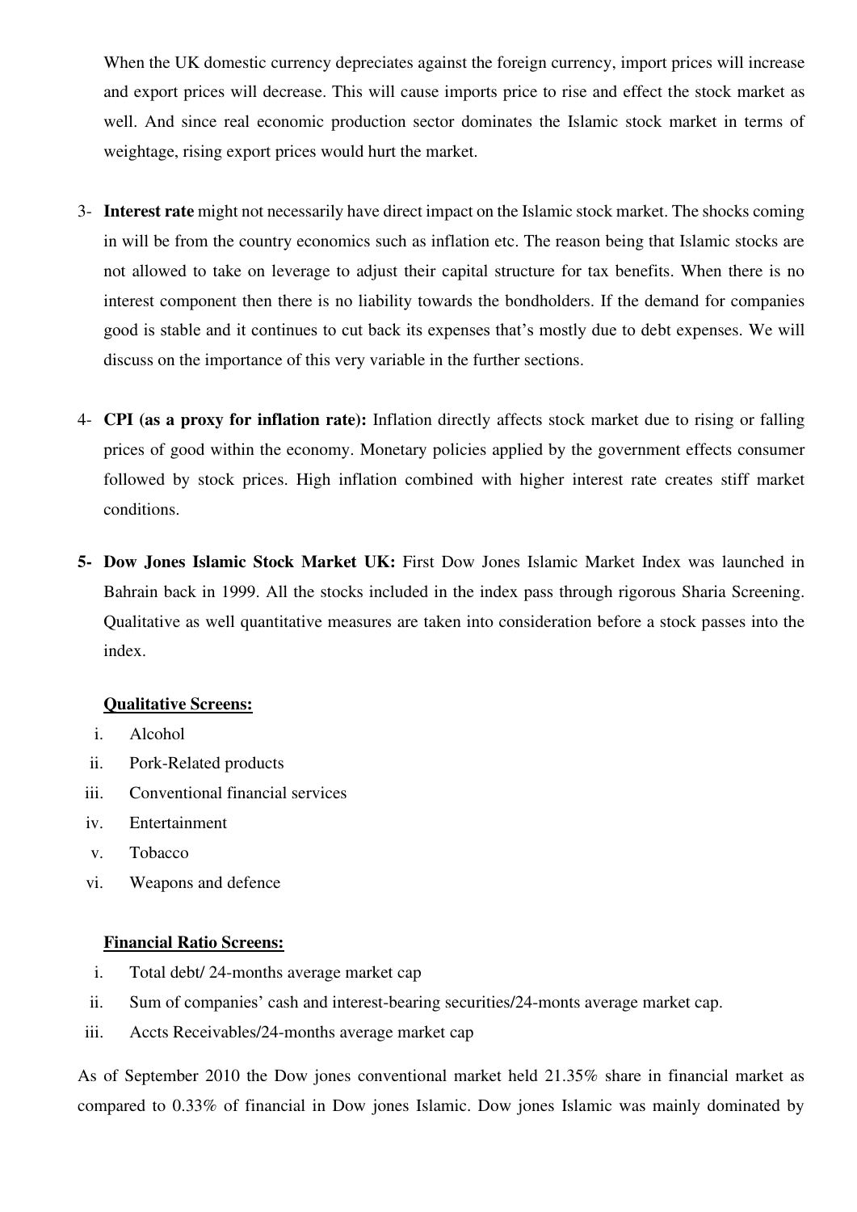When the UK domestic currency depreciates against the foreign currency, import prices will increase and export prices will decrease. This will cause imports price to rise and effect the stock market as well. And since real economic production sector dominates the Islamic stock market in terms of weightage, rising export prices would hurt the market.

3- **Interest rate** might not necessarily have direct impact on the Islamic stock market. The shocks coming in will be from the country economics such as inflation etc. The reason being that Islamic stocks are not allowed to take on leverage to adjust their capital structure for tax benefits. When there is no interest component then there is no liability towards the bondholders. If the demand for companies good is stable and it continues to cut back its expenses that's mostly due to debt expenses. We will discuss on the importance of this very variable in the further sections.

4- **CPI (as a proxy for inflation rate):** Inflation directly affects stock market due to rising or falling prices of good within the economy. Monetary policies applied by the government effects consumer followed by stock prices. High inflation combined with higher interest rate creates stiff market conditions.

**5- Dow Jones Islamic Stock Market UK:** First Dow Jones Islamic Market Index was launched in Bahrain back in 1999. All the stocks included in the index pass through rigorous Sharia Screening. Qualitative as well quantitative measures are taken into consideration before a stock passes into the index.

**Qualitative Screens:**

i. Alcohol
ii. Pork-Related products
iii. Conventional financial services
iv. Entertainment
v. Tobacco
vi. Weapons and defence

**Financial Ratio Screens:**

i. Total debt/ 24-months average market cap
ii. Sum of companies' cash and interest-bearing securities/24-monts average market cap.
iii. Accts Receivables/24-months average market cap

As of September 2010 the Dow jones conventional market held 21.35% share in financial market as compared to 0.33% of financial in Dow jones Islamic. Dow jones Islamic was mainly dominated by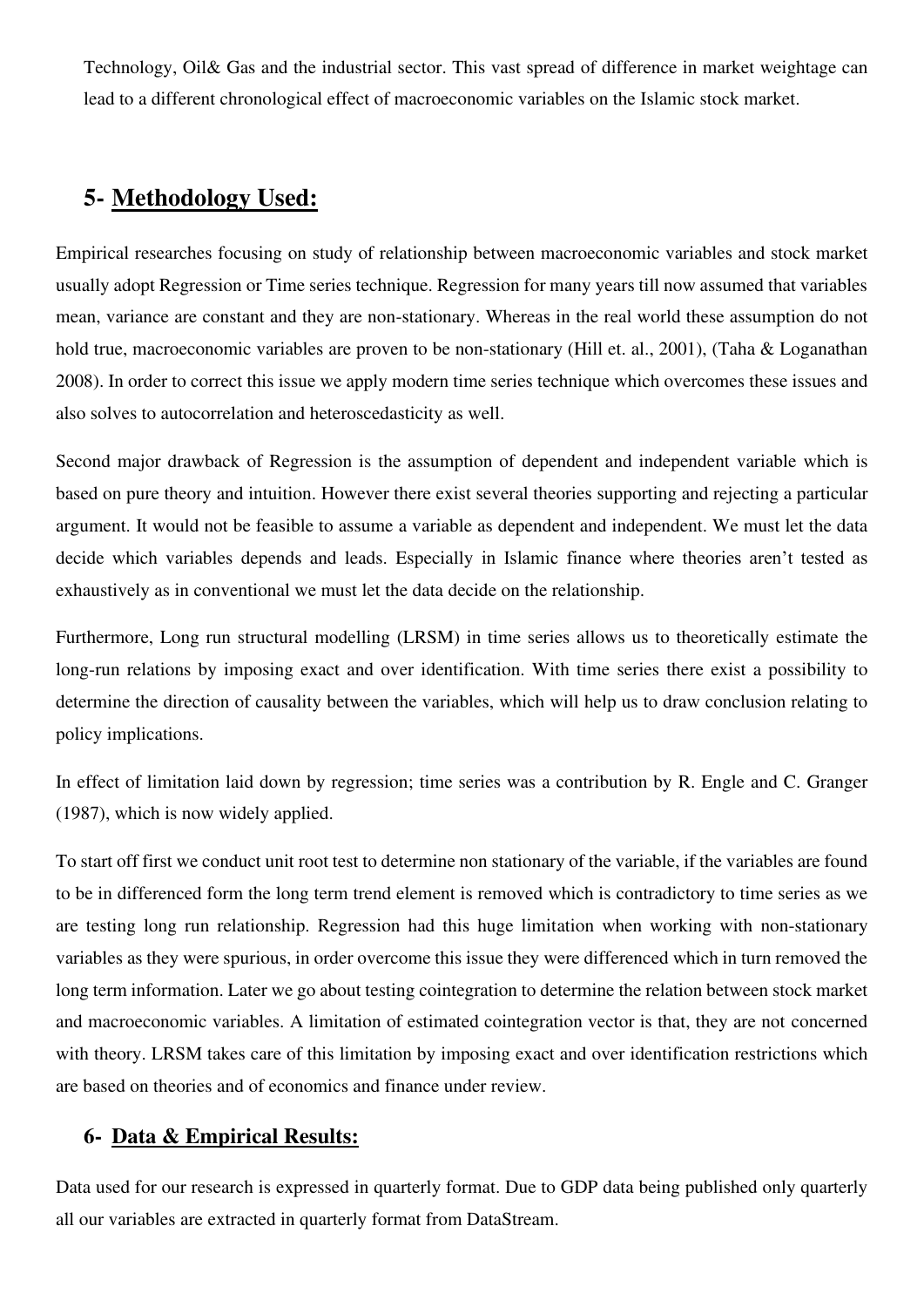Technology, Oil& Gas and the industrial sector. This vast spread of difference in market weightage can lead to a different chronological effect of macroeconomic variables on the Islamic stock market.

## 5- **Methodology Used:**

Empirical researches focusing on study of relationship between macroeconomic variables and stock market usually adopt Regression or Time series technique. Regression for many years till now assumed that variables mean, variance are constant and they are non-stationary. Whereas in the real world these assumption do not hold true, macroeconomic variables are proven to be non-stationary (Hill et. al., 2001), (Taha & Loganathan 2008). In order to correct this issue we apply modern time series technique which overcomes these issues and also solves to autocorrelation and heteroscedasticity as well.

Second major drawback of Regression is the assumption of dependent and independent variable which is based on pure theory and intuition. However there exist several theories supporting and rejecting a particular argument. It would not be feasible to assume a variable as dependent and independent. We must let the data decide which variables depends and leads. Especially in Islamic finance where theories aren't tested as exhaustively as in conventional we must let the data decide on the relationship.

Furthermore, Long run structural modelling (LRSM) in time series allows us to theoretically estimate the long-run relations by imposing exact and over identification. With time series there exist a possibility to determine the direction of causality between the variables, which will help us to draw conclusion relating to policy implications.

In effect of limitation laid down by regression; time series was a contribution by R. Engle and C. Granger (1987), which is now widely applied.

To start off first we conduct unit root test to determine non stationary of the variable, if the variables are found to be in differenced form the long term trend element is removed which is contradictory to time series as we are testing long run relationship. Regression had this huge limitation when working with non-stationary variables as they were spurious, in order overcome this issue they were differenced which in turn removed the long term information. Later we go about testing cointegration to determine the relation between stock market and macroeconomic variables. A limitation of estimated cointegration vector is that, they are not concerned with theory. LRSM takes care of this limitation by imposing exact and over identification restrictions which are based on theories and of economics and finance under review.

## 6- **Data & Empirical Results:**

Data used for our research is expressed in quarterly format. Due to GDP data being published only quarterly all our variables are extracted in quarterly format from DataStream.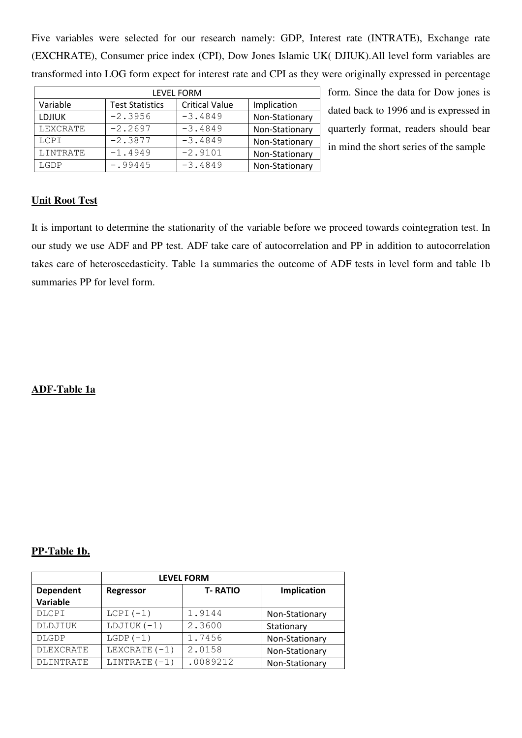Five variables were selected for our research namely: GDP, Interest rate (INTRATE), Exchange rate (EXCHRATE), Consumer price index (CPI), Dow Jones Islamic UK( DJIUK).All level form variables are transformed into LOG form expect for interest rate and CPI as they were originally expressed in percentage form. Since the data for Dow jones is dated back to 1996 and is expressed in quarterly format, readers should bear in mind the short series of the sample

| LEVEL FORM | | | |
|---|---|---|---|
| Variable | Test Statistics | Critical Value | Implication |
| LDJIUK | -2.3956 | -3.4849 | Non-Stationary |
| LEXCRATE | -2.2697 | -3.4849 | Non-Stationary |
| LCPI | -2.3877 | -3.4849 | Non-Stationary |
| LINTRATE | -1.4949 | -2.9101 | Non-Stationary |
| LGDP | -.99445 | -3.4849 | Non-Stationary |

**Unit Root Test**

It is important to determine the stationarity of the variable before we proceed towards cointegration test. In our study we use ADF and PP test. ADF take care of autocorrelation and PP in addition to autocorrelation takes care of heteroscedasticity. Table 1a summaries the outcome of ADF tests in level form and table 1b summaries PP for level form.

**ADF-Table 1a**

**PP-Table 1b.**

| | LEVEL FORM | | |
|---|---|---|---|
| **Dependent Variable** | **Regressor** | **T- RATIO** | **Implication** |
| DLCPI | LCPI(-1) | 1.9144 | Non-Stationary |
| DLDJIUK | LDJIUK(-1) | 2.3600 | Stationary |
| DLGDP | LGDP(-1) | 1.7456 | Non-Stationary |
| DLEXCRATE | LEXCRATE(-1) | 2.0158 | Non-Stationary |
| DLINTRATE | LINTRATE(-1) | .0089212 | Non-Stationary |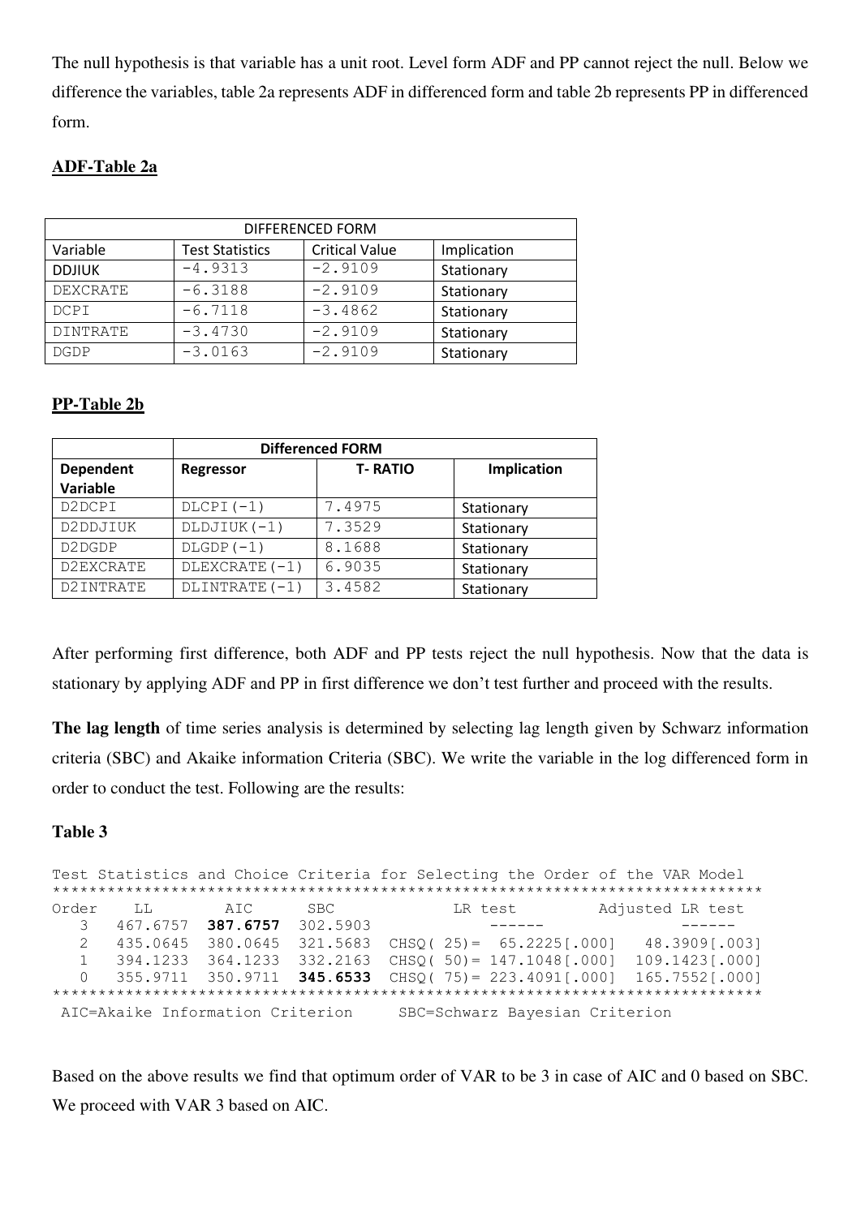The null hypothesis is that variable has a unit root. Level form ADF and PP cannot reject the null. Below we difference the variables, table 2a represents ADF in differenced form and table 2b represents PP in differenced form.

**ADF-Table 2a**

| DIFFERENCED FORM | | | |
|---|---|---|---|
| Variable | Test Statistics | Critical Value | Implication |
| DDJIUK | -4.9313 | -2.9109 | Stationary |
| DEXCRATE | -6.3188 | -2.9109 | Stationary |
| DCPI | -6.7118 | -3.4862 | Stationary |
| DINTRATE | -3.4730 | -2.9109 | Stationary |
| DGDP | -3.0163 | -2.9109 | Stationary |

**PP-Table 2b**

| | Differenced FORM | | |
|---|---|---|---|
| **Dependent Variable** | **Regressor** | **T- RATIO** | **Implication** |
| D2DCPI | DLCPI(-1) | 7.4975 | Stationary |
| D2DDJIUK | DLDJIUK(-1) | 7.3529 | Stationary |
| D2DGDP | DLGDP(-1) | 8.1688 | Stationary |
| D2EXCRATE | DLEXCRATE(-1) | 6.9035 | Stationary |
| D2INTRATE | DLINTRATE(-1) | 3.4582 | Stationary |

After performing first difference, both ADF and PP tests reject the null hypothesis. Now that the data is stationary by applying ADF and PP in first difference we don't test further and proceed with the results.

**The lag length** of time series analysis is determined by selecting lag length given by Schwarz information criteria (SBC) and Akaike information Criteria (SBC). We write the variable in the log differenced form in order to conduct the test. Following are the results:

**Table 3**

```
Test Statistics and Choice Criteria for Selecting the Order of the VAR Model
******************************************************************************
Order    LL        AIC       SBC            LR test           Adjusted LR test
   3   467.6757  387.6757  302.5903           ------               ------
   2   435.0645  380.0645  321.5683  CHSQ( 25)=  65.2225[.000]   48.3909[.003]
   1   394.1233  364.1233  332.2163  CHSQ( 50)= 147.1048[.000]  109.1423[.000]
   0   355.9711  350.9711  345.6533  CHSQ( 75)= 223.4091[.000]  165.7552[.000]
******************************************************************************
 AIC=Akaike Information Criterion     SBC=Schwarz Bayesian Criterion
```

Based on the above results we find that optimum order of VAR to be 3 in case of AIC and 0 based on SBC. We proceed with VAR 3 based on AIC.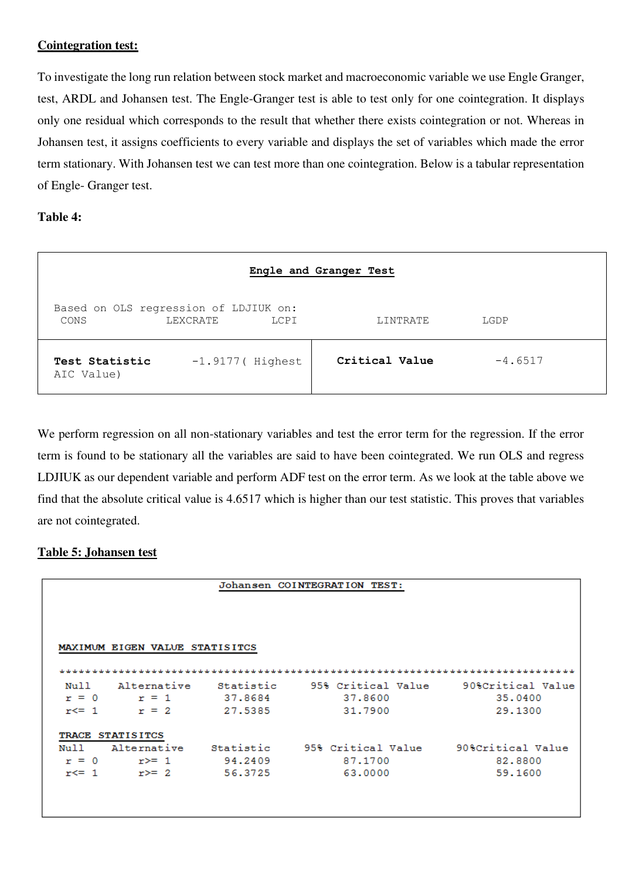**Cointegration test:**

To investigate the long run relation between stock market and macroeconomic variable we use Engle Granger, test, ARDL and Johansen test. The Engle-Granger test is able to test only for one cointegration. It displays only one residual which corresponds to the result that whether there exists cointegration or not. Whereas in Johansen test, it assigns coefficients to every variable and displays the set of variables which made the error term stationary. With Johansen test we can test more than one cointegration. Below is a tabular representation of Engle- Granger test.

**Table 4:**

| Engle and Granger Test | | | |
|---|---|---|---|
| Based on OLS regression of LDJIUK on: CONS LEXCRATE LCPI LINTRATE LGDP | | | |
| **Test Statistic** | -1.9177( Highest AIC Value) | **Critical Value** | -4.6517 |

We perform regression on all non-stationary variables and test the error term for the regression. If the error term is found to be stationary all the variables are said to have been cointegrated. We run OLS and regress LDJIUK as our dependent variable and perform ADF test on the error term. As we look at the table above we find that the absolute critical value is 4.6517 which is higher than our test statistic. This proves that variables are not cointegrated.

**Table 5: Johansen test**

Johansen COINTEGRATION TEST:

MAXIMUM EIGEN VALUE STATISITCS

| Null | Alternative | Statistic | 95% Critical Value | 90%Critical Value |
|---|---|---|---|---|
| r = 0 | r = 1 | 37.8684 | 37.8600 | 35.0400 |
| r<= 1 | r = 2 | 27.5385 | 31.7900 | 29.1300 |

TRACE STATISITCS

| Null | Alternative | Statistic | 95% Critical Value | 90%Critical Value |
|---|---|---|---|---|
| r = 0 | r>= 1 | 94.2409 | 87.1700 | 82.8800 |
| r<= 1 | r>= 2 | 56.3725 | 63.0000 | 59.1600 |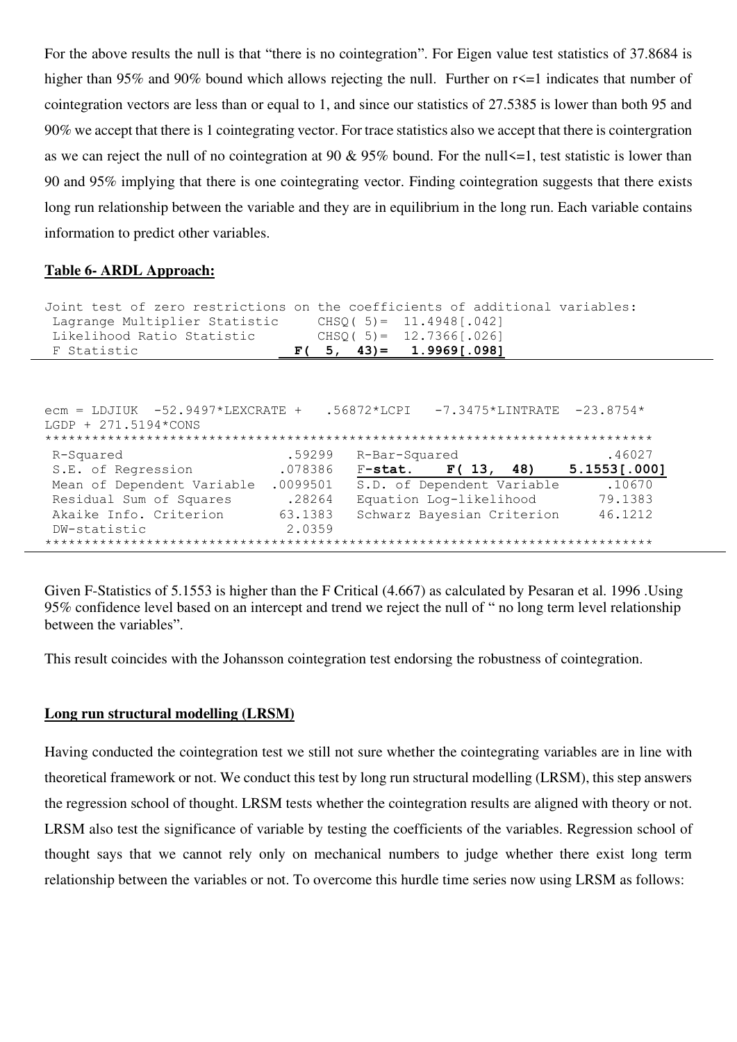For the above results the null is that "there is no cointegration". For Eigen value test statistics of 37.8684 is higher than 95% and 90% bound which allows rejecting the null. Further on r<=1 indicates that number of cointegration vectors are less than or equal to 1, and since our statistics of 27.5385 is lower than both 95 and 90% we accept that there is 1 cointegrating vector. For trace statistics also we accept that there is cointergration as we can reject the null of no cointegration at 90 & 95% bound. For the null<=1, test statistic is lower than 90 and 95% implying that there is one cointegrating vector. Finding cointegration suggests that there exists long run relationship between the variable and they are in equilibrium in the long run. Each variable contains information to predict other variables.

**Table 6- ARDL Approach:**

```
Joint test of zero restrictions on the coefficients of additional variables:
 Lagrange Multiplier Statistic     CHSQ( 5)=  11.4948[.042]
 Likelihood Ratio Statistic        CHSQ( 5)=  12.7366[.026]
 F Statistic                    F(  5,  43)=   1.9969[.098]
```

```
ecm = LDJIUK  -52.9497*LEXCRATE +   .56872*LCPI   -7.3475*LINTRATE  -23.8754*
LGDP + 271.5194*CONS
*****************************************************************************
 R-Squared                      .59299   R-Bar-Squared                  .46027
 S.E. of Regression             .078386  F-stat.    F( 13,  48)    5.1553[.000]
 Mean of Dependent Variable   .0099501   S.D. of Dependent Variable     .10670
 Residual Sum of Squares         .28264  Equation Log-likelihood       79.1383
 Akaike Info. Criterion         63.1383  Schwarz Bayesian Criterion    46.1212
 DW-statistic                    2.0359
*****************************************************************************
```

Given F-Statistics of 5.1553 is higher than the F Critical (4.667) as calculated by Pesaran et al. 1996 .Using 95% confidence level based on an intercept and trend we reject the null of " no long term level relationship between the variables".

This result coincides with the Johansson cointegration test endorsing the robustness of cointegration.

**Long run structural modelling (LRSM)**

Having conducted the cointegration test we still not sure whether the cointegrating variables are in line with theoretical framework or not. We conduct this test by long run structural modelling (LRSM), this step answers the regression school of thought. LRSM tests whether the cointegration results are aligned with theory or not. LRSM also test the significance of variable by testing the coefficients of the variables. Regression school of thought says that we cannot rely only on mechanical numbers to judge whether there exist long term relationship between the variables or not. To overcome this hurdle time series now using LRSM as follows: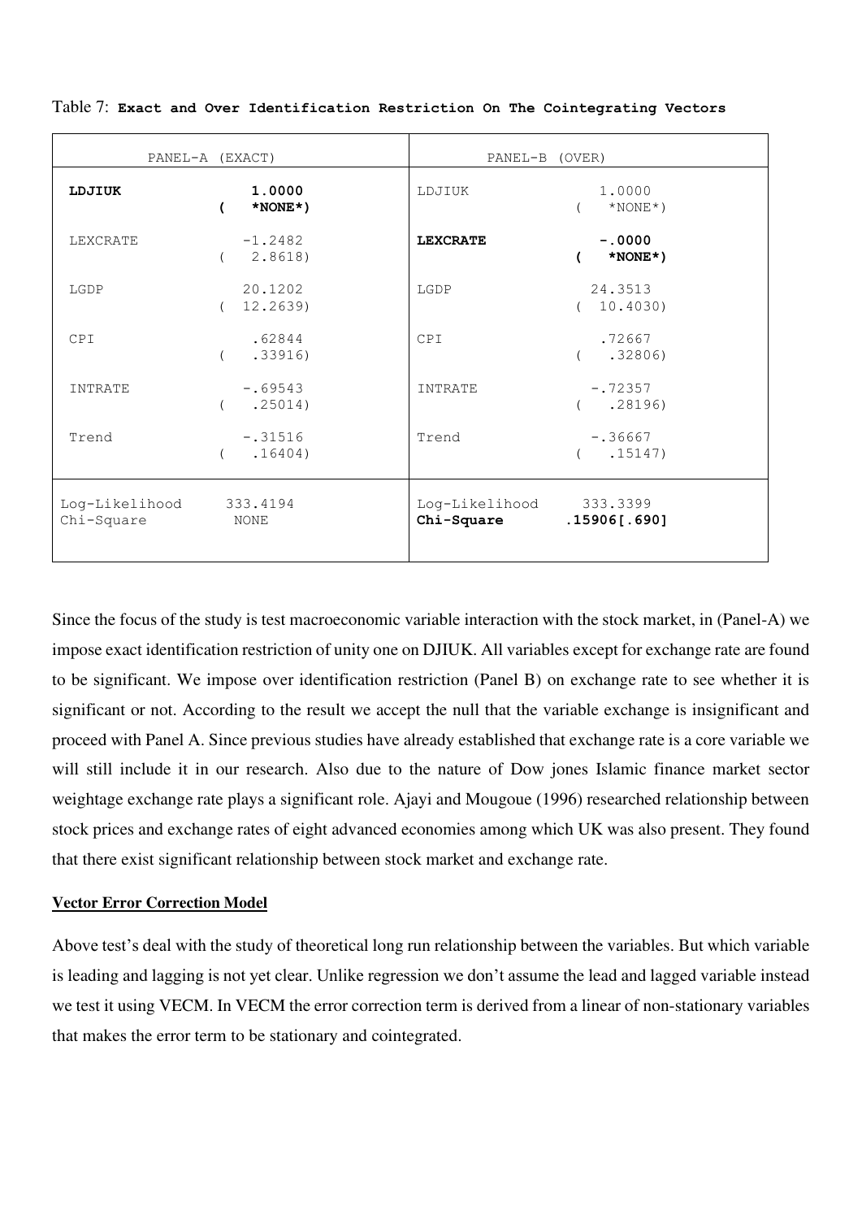Table 7: **Exact and Over Identification Restriction On The Cointegrating Vectors**

| PANEL-A (EXACT) | | PANEL-B (OVER) | |
|---|---|---|---|
| **LDJIUK** | **1.0000** **( *NONE*)** | LDJIUK | 1.0000 ( *NONE*) |
| LEXCRATE | -1.2482 ( 2.8618) | **LEXCRATE** | **-.0000** **( *NONE*)** |
| LGDP | 20.1202 ( 12.2639) | LGDP | 24.3513 ( 10.4030) |
| CPI | .62844 ( .33916) | CPI | .72667 ( .32806) |
| INTRATE | -.69543 ( .25014) | INTRATE | -.72357 ( .28196) |
| Trend | -.31516 ( .16404) | Trend | -.36667 ( .15147) |
| Log-Likelihood | 333.4194 | Log-Likelihood | 333.3399 |
| Chi-Square | NONE | **Chi-Square** | **.15906[.690]** |

Since the focus of the study is test macroeconomic variable interaction with the stock market, in (Panel-A) we impose exact identification restriction of unity one on DJIUK. All variables except for exchange rate are found to be significant. We impose over identification restriction (Panel B) on exchange rate to see whether it is significant or not. According to the result we accept the null that the variable exchange is insignificant and proceed with Panel A. Since previous studies have already established that exchange rate is a core variable we will still include it in our research. Also due to the nature of Dow jones Islamic finance market sector weightage exchange rate plays a significant role. Ajayi and Mougoue (1996) researched relationship between stock prices and exchange rates of eight advanced economies among which UK was also present. They found that there exist significant relationship between stock market and exchange rate.

**Vector Error Correction Model**

Above test's deal with the study of theoretical long run relationship between the variables. But which variable is leading and lagging is not yet clear. Unlike regression we don't assume the lead and lagged variable instead we test it using VECM. In VECM the error correction term is derived from a linear of non-stationary variables that makes the error term to be stationary and cointegrated.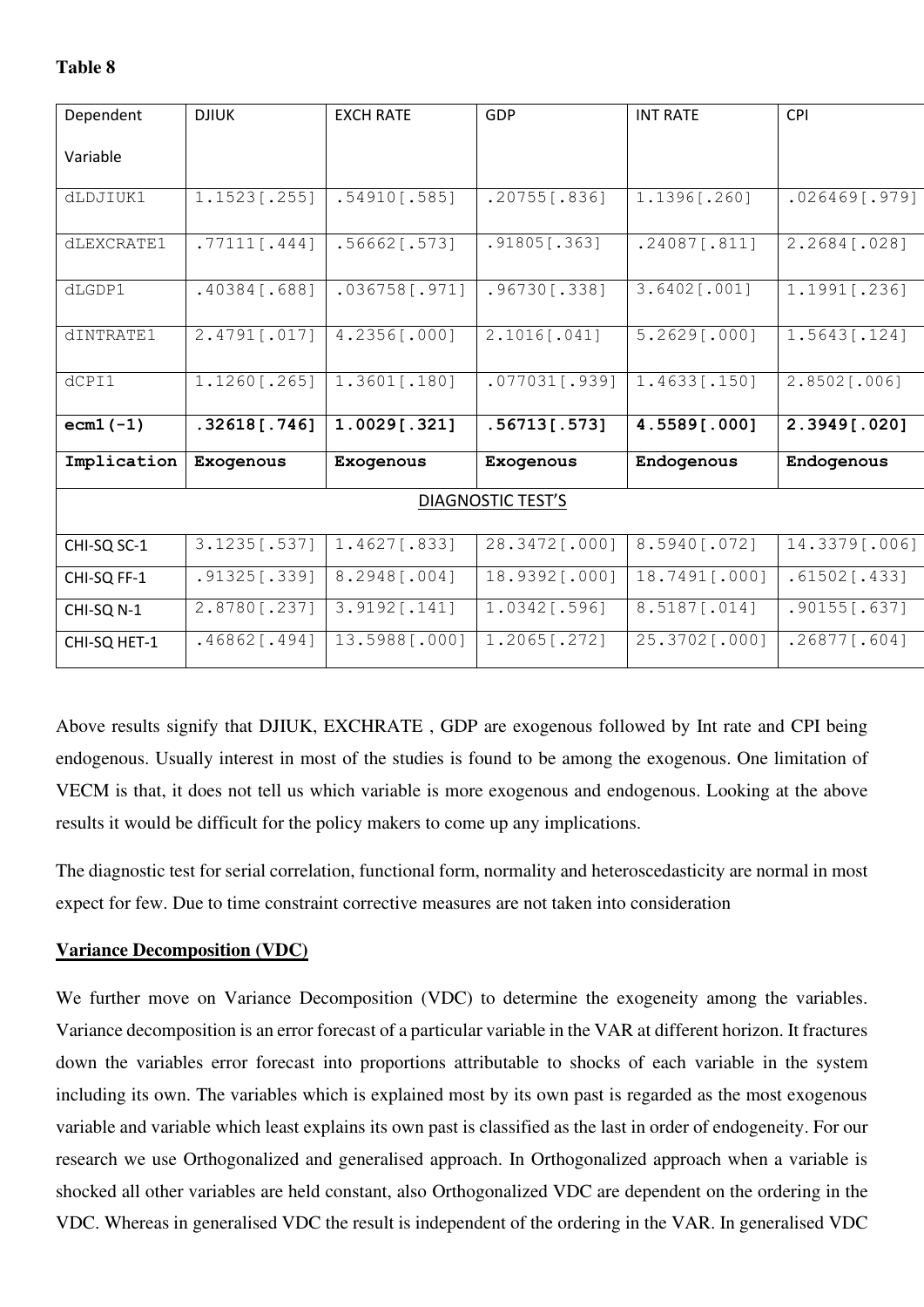**Table 8**

| Dependent Variable | DJIUK | EXCH RATE | GDP | INT RATE | CPI |
|---|---|---|---|---|---|
| dLDJIUK1 | 1.1523[.255] | .54910[.585] | .20755[.836] | 1.1396[.260] | .026469[.979] |
| dLEXCRATE1 | .77111[.444] | .56662[.573] | .91805[.363] | .24087[.811] | 2.2684[.028] |
| dLGDP1 | .40384[.688] | .036758[.971] | .96730[.338] | 3.6402[.001] | 1.1991[.236] |
| dINTRATE1 | 2.4791[.017] | 4.2356[.000] | 2.1016[.041] | 5.2629[.000] | 1.5643[.124] |
| dCPI1 | 1.1260[.265] | 1.3601[.180] | .077031[.939] | 1.4633[.150] | 2.8502[.006] |
| **ecm1(-1)** | **.32618[.746]** | **1.0029[.321]** | **.56713[.573]** | **4.5589[.000]** | **2.3949[.020]** |
| **Implication** | **Exogenous** | **Exogenous** | **Exogenous** | **Endogenous** | **Endogenous** |
| DIAGNOSTIC TEST'S | | | | | |
| CHI-SQ SC-1 | 3.1235[.537] | 1.4627[.833] | 28.3472[.000] | 8.5940[.072] | 14.3379[.006] |
| CHI-SQ FF-1 | .91325[.339] | 8.2948[.004] | 18.9392[.000] | 18.7491[.000] | .61502[.433] |
| CHI-SQ N-1 | 2.8780[.237] | 3.9192[.141] | 1.0342[.596] | 8.5187[.014] | .90155[.637] |
| CHI-SQ HET-1 | .46862[.494] | 13.5988[.000] | 1.2065[.272] | 25.3702[.000] | .26877[.604] |

Above results signify that DJIUK, EXCHRATE , GDP are exogenous followed by Int rate and CPI being endogenous. Usually interest in most of the studies is found to be among the exogenous. One limitation of VECM is that, it does not tell us which variable is more exogenous and endogenous. Looking at the above results it would be difficult for the policy makers to come up any implications.

The diagnostic test for serial correlation, functional form, normality and heteroscedasticity are normal in most expect for few. Due to time constraint corrective measures are not taken into consideration

**Variance Decomposition (VDC)**

We further move on Variance Decomposition (VDC) to determine the exogeneity among the variables. Variance decomposition is an error forecast of a particular variable in the VAR at different horizon. It fractures down the variables error forecast into proportions attributable to shocks of each variable in the system including its own. The variables which is explained most by its own past is regarded as the most exogenous variable and variable which least explains its own past is classified as the last in order of endogeneity. For our research we use Orthogonalized and generalised approach. In Orthogonalized approach when a variable is shocked all other variables are held constant, also Orthogonalized VDC are dependent on the ordering in the VDC. Whereas in generalised VDC the result is independent of the ordering in the VAR. In generalised VDC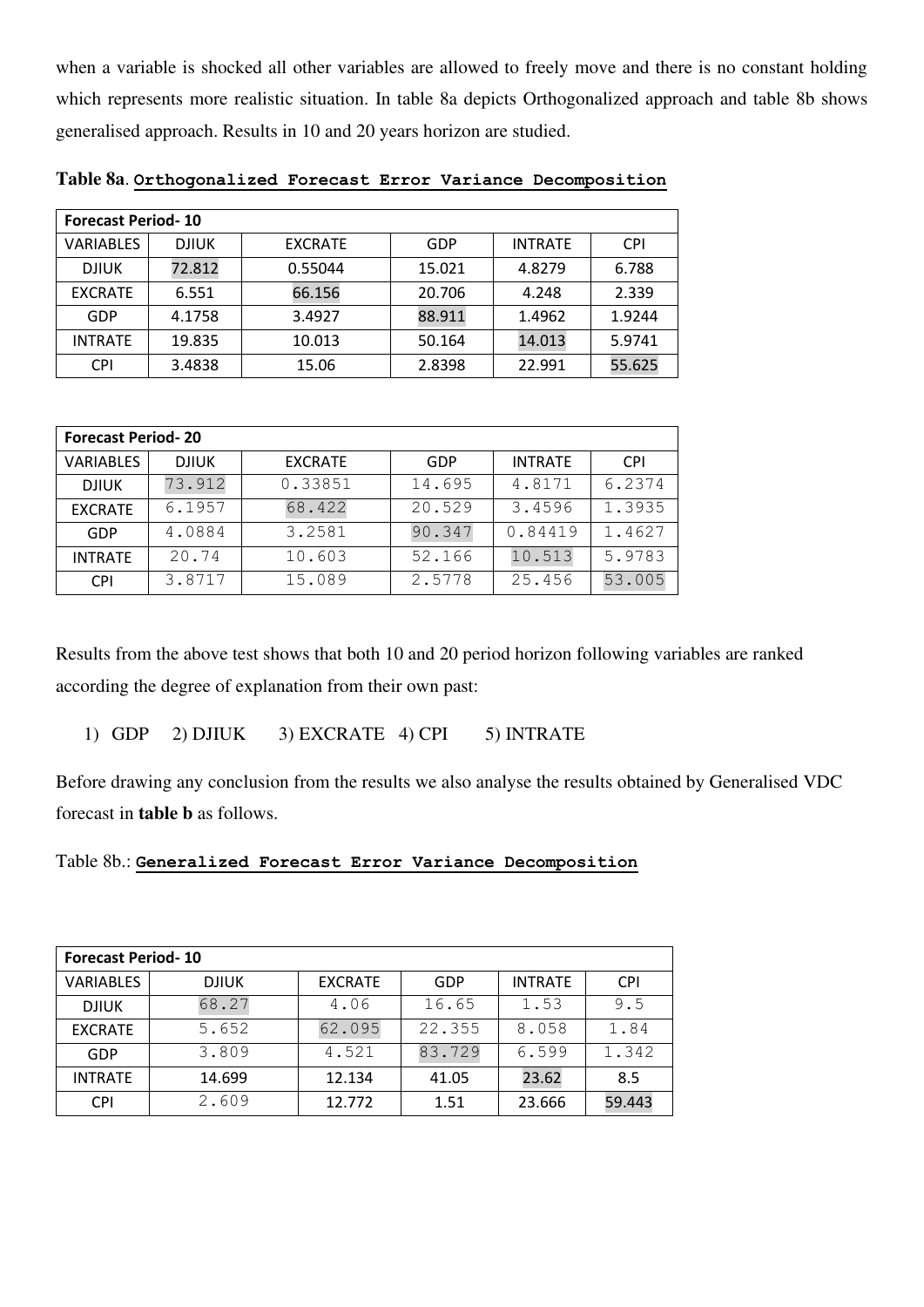when a variable is shocked all other variables are allowed to freely move and there is no constant holding which represents more realistic situation. In table 8a depicts Orthogonalized approach and table 8b shows generalised approach. Results in 10 and 20 years horizon are studied.

**Table 8a**. **Orthogonalized Forecast Error Variance Decomposition**

| **Forecast Period- 10** | | | | | |
|---|---|---|---|---|---|
| VARIABLES | DJIUK | EXCRATE | GDP | INTRATE | CPI |
| DJIUK | 72.812 | 0.55044 | 15.021 | 4.8279 | 6.788 |
| EXCRATE | 6.551 | 66.156 | 20.706 | 4.248 | 2.339 |
| GDP | 4.1758 | 3.4927 | 88.911 | 1.4962 | 1.9244 |
| INTRATE | 19.835 | 10.013 | 50.164 | 14.013 | 5.9741 |
| CPI | 3.4838 | 15.06 | 2.8398 | 22.991 | 55.625 |

| **Forecast Period- 20** | | | | | |
|---|---|---|---|---|---|
| VARIABLES | DJIUK | EXCRATE | GDP | INTRATE | CPI |
| DJIUK | 73.912 | 0.33851 | 14.695 | 4.8171 | 6.2374 |
| EXCRATE | 6.1957 | 68.422 | 20.529 | 3.4596 | 1.3935 |
| GDP | 4.0884 | 3.2581 | 90.347 | 0.84419 | 1.4627 |
| INTRATE | 20.74 | 10.603 | 52.166 | 10.513 | 5.9783 |
| CPI | 3.8717 | 15.089 | 2.5778 | 25.456 | 53.005 |

Results from the above test shows that both 10 and 20 period horizon following variables are ranked according the degree of explanation from their own past:

1) GDP 2) DJIUK 3) EXCRATE 4) CPI 5) INTRATE

Before drawing any conclusion from the results we also analyse the results obtained by Generalised VDC forecast in **table b** as follows.

Table 8b.: **Generalized Forecast Error Variance Decomposition**

| **Forecast Period- 10** | | | | | |
|---|---|---|---|---|---|
| VARIABLES | DJIUK | EXCRATE | GDP | INTRATE | CPI |
| DJIUK | 68.27 | 4.06 | 16.65 | 1.53 | 9.5 |
| EXCRATE | 5.652 | 62.095 | 22.355 | 8.058 | 1.84 |
| GDP | 3.809 | 4.521 | 83.729 | 6.599 | 1.342 |
| INTRATE | 14.699 | 12.134 | 41.05 | 23.62 | 8.5 |
| CPI | 2.609 | 12.772 | 1.51 | 23.666 | 59.443 |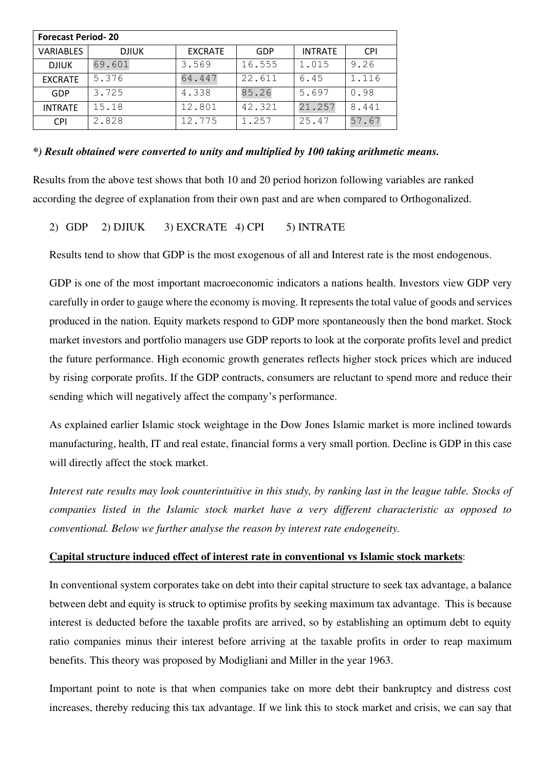| Forecast Period- 20 | | | | | |
|---|---|---|---|---|---|
| VARIABLES | DJIUK | EXCRATE | GDP | INTRATE | CPI |
| DJIUK | 69.601 | 3.569 | 16.555 | 1.015 | 9.26 |
| EXCRATE | 5.376 | 64.447 | 22.611 | 6.45 | 1.116 |
| GDP | 3.725 | 4.338 | 85.26 | 5.697 | 0.98 |
| INTRATE | 15.18 | 12.801 | 42.321 | 21.257 | 8.441 |
| CPI | 2.828 | 12.775 | 1.257 | 25.47 | 57.67 |

***) Result obtained were converted to unity and multiplied by 100 taking arithmetic means.***

Results from the above test shows that both 10 and 20 period horizon following variables are ranked according the degree of explanation from their own past and are when compared to Orthogonalized.

2) GDP  2) DJIUK  3) EXCRATE  4) CPI  5) INTRATE

Results tend to show that GDP is the most exogenous of all and Interest rate is the most endogenous.

GDP is one of the most important macroeconomic indicators a nations health. Investors view GDP very carefully in order to gauge where the economy is moving. It represents the total value of goods and services produced in the nation. Equity markets respond to GDP more spontaneously then the bond market. Stock market investors and portfolio managers use GDP reports to look at the corporate profits level and predict the future performance. High economic growth generates reflects higher stock prices which are induced by rising corporate profits. If the GDP contracts, consumers are reluctant to spend more and reduce their sending which will negatively affect the company's performance.

As explained earlier Islamic stock weightage in the Dow Jones Islamic market is more inclined towards manufacturing, health, IT and real estate, financial forms a very small portion. Decline is GDP in this case will directly affect the stock market.

*Interest rate results may look counterintuitive in this study, by ranking last in the league table. Stocks of companies listed in the Islamic stock market have a very different characteristic as opposed to conventional. Below we further analyse the reason by interest rate endogeneity.*

**Capital structure induced effect of interest rate in conventional vs Islamic stock markets**:

In conventional system corporates take on debt into their capital structure to seek tax advantage, a balance between debt and equity is struck to optimise profits by seeking maximum tax advantage. This is because interest is deducted before the taxable profits are arrived, so by establishing an optimum debt to equity ratio companies minus their interest before arriving at the taxable profits in order to reap maximum benefits. This theory was proposed by Modigliani and Miller in the year 1963.

Important point to note is that when companies take on more debt their bankruptcy and distress cost increases, thereby reducing this tax advantage. If we link this to stock market and crisis, we can say that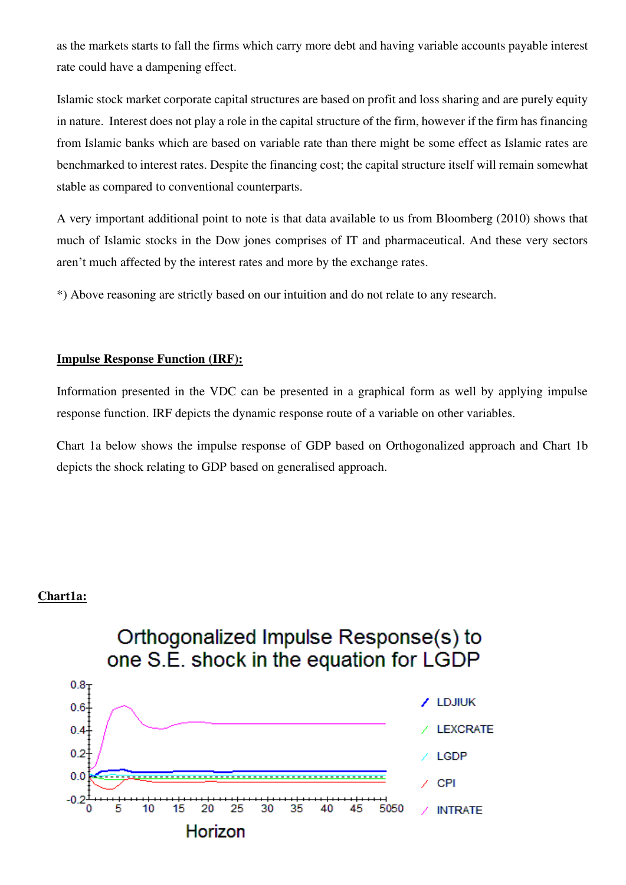as the markets starts to fall the firms which carry more debt and having variable accounts payable interest rate could have a dampening effect.

Islamic stock market corporate capital structures are based on profit and loss sharing and are purely equity in nature. Interest does not play a role in the capital structure of the firm, however if the firm has financing from Islamic banks which are based on variable rate than there might be some effect as Islamic rates are benchmarked to interest rates. Despite the financing cost; the capital structure itself will remain somewhat stable as compared to conventional counterparts.

A very important additional point to note is that data available to us from Bloomberg (2010) shows that much of Islamic stocks in the Dow jones comprises of IT and pharmaceutical. And these very sectors aren't much affected by the interest rates and more by the exchange rates.

*) Above reasoning are strictly based on our intuition and do not relate to any research.

**Impulse Response Function (IRF):**

Information presented in the VDC can be presented in a graphical form as well by applying impulse response function. IRF depicts the dynamic response route of a variable on other variables.

Chart 1a below shows the impulse response of GDP based on Orthogonalized approach and Chart 1b depicts the shock relating to GDP based on generalised approach.

**Chart1a:**

Orthogonalized Impulse Response(s) to one S.E. shock in the equation for LGDP

Legend: LDJIUK, LEXCRATE, LGDP, CPI, INTRATE

Horizon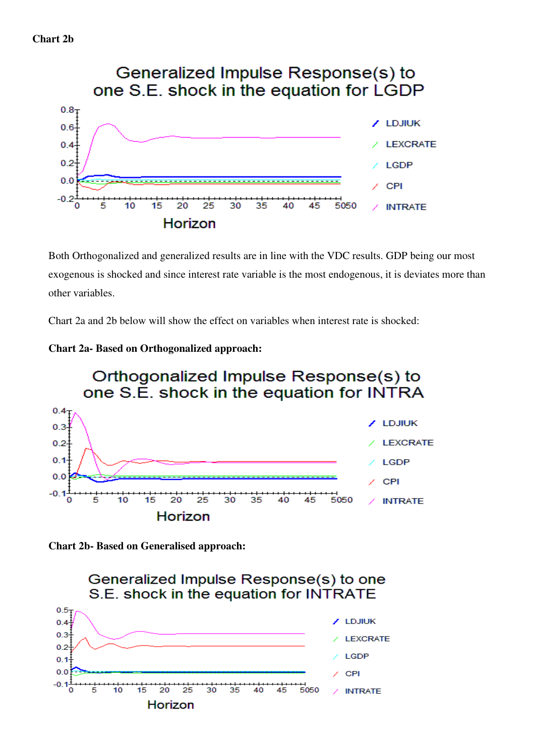**Chart 2b**

Generalized Impulse Response(s) to one S.E. shock in the equation for LGDP

Both Orthogonalized and generalized results are in line with the VDC results. GDP being our most exogenous is shocked and since interest rate variable is the most endogenous, it is deviates more than other variables.

Chart 2a and 2b below will show the effect on variables when interest rate is shocked:

**Chart 2a- Based on Orthogonalized approach:**

Orthogonalized Impulse Response(s) to one S.E. shock in the equation for INTRA

**Chart 2b- Based on Generalised approach:**

Generalized Impulse Response(s) to one S.E. shock in the equation for INTRATE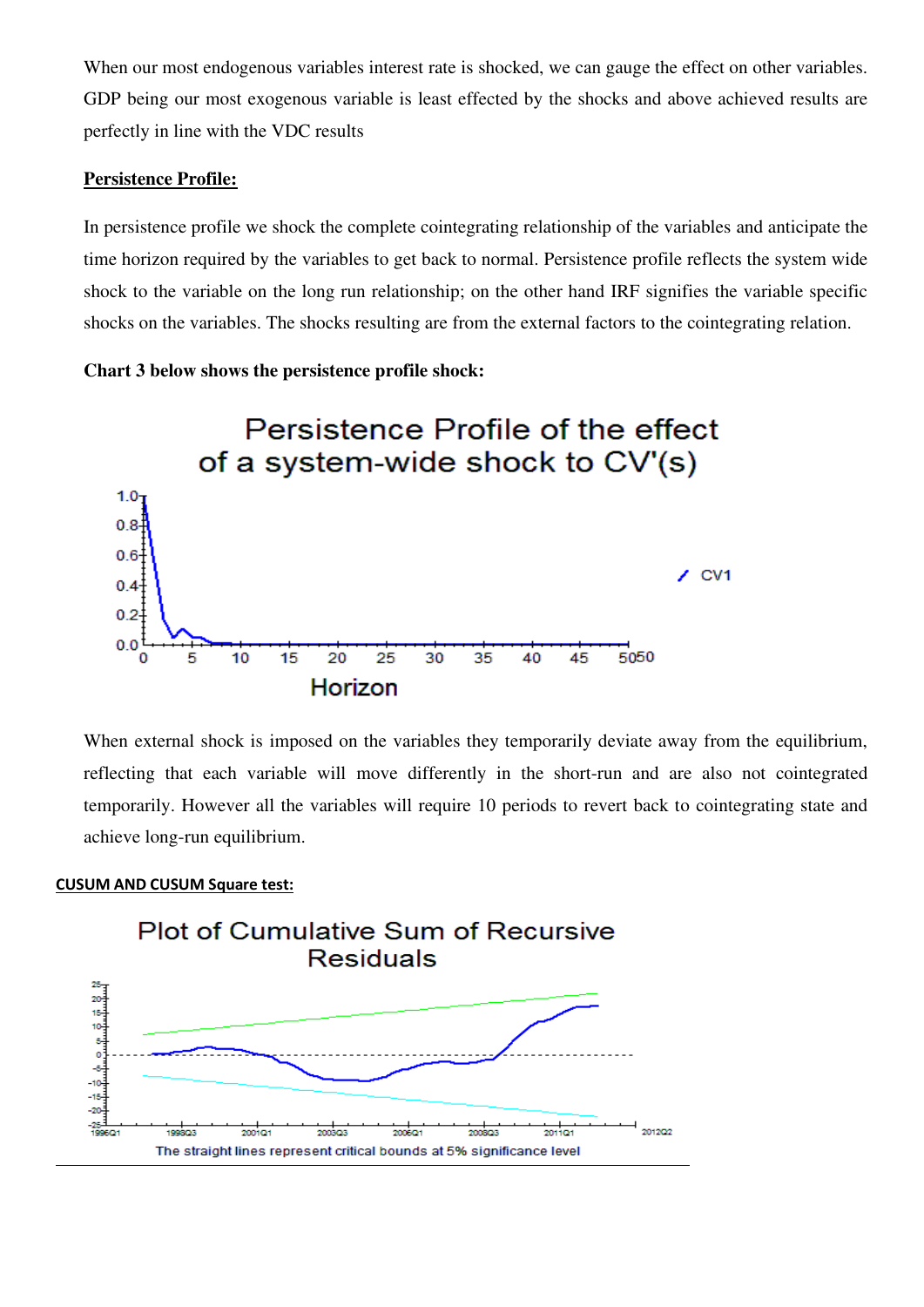When our most endogenous variables interest rate is shocked, we can gauge the effect on other variables. GDP being our most exogenous variable is least effected by the shocks and above achieved results are perfectly in line with the VDC results

**Persistence Profile:**

In persistence profile we shock the complete cointegrating relationship of the variables and anticipate the time horizon required by the variables to get back to normal. Persistence profile reflects the system wide shock to the variable on the long run relationship; on the other hand IRF signifies the variable specific shocks on the variables. The shocks resulting are from the external factors to the cointegrating relation.

**Chart 3 below shows the persistence profile shock:**

When external shock is imposed on the variables they temporarily deviate away from the equilibrium, reflecting that each variable will move differently in the short-run and are also not cointegrated temporarily. However all the variables will require 10 periods to revert back to cointegrating state and achieve long-run equilibrium.

**CUSUM AND CUSUM Square test:**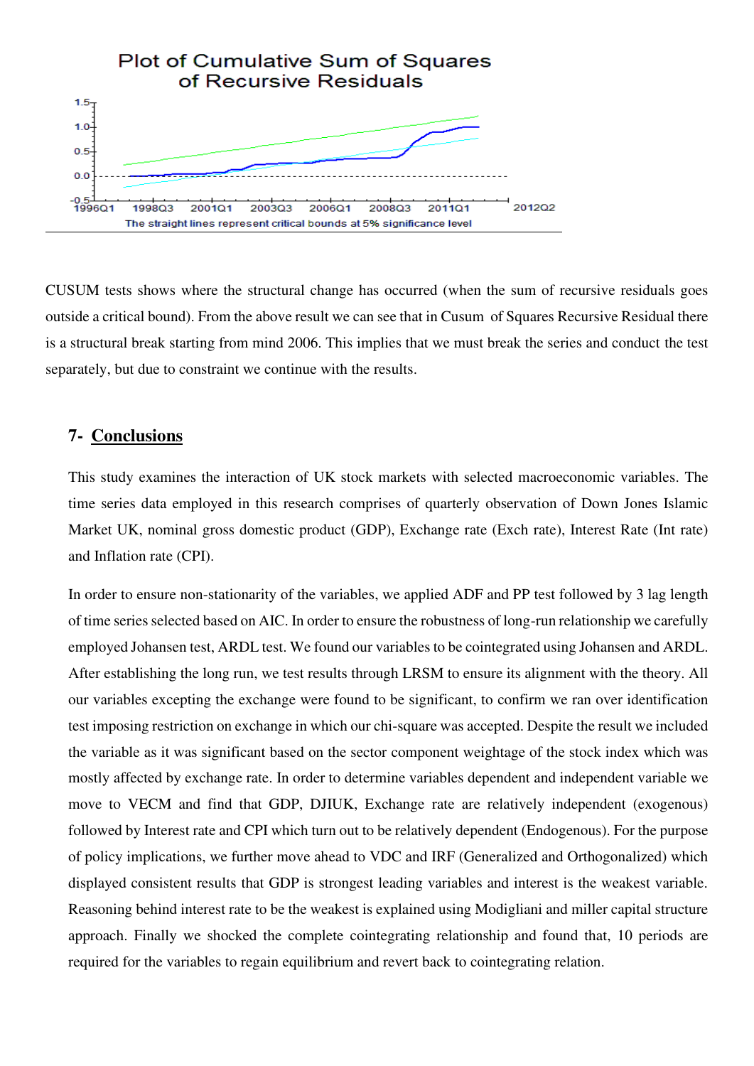Plot of Cumulative Sum of Squares of Recursive Residuals

The straight lines represent critical bounds at 5% significance level

CUSUM tests shows where the structural change has occurred (when the sum of recursive residuals goes outside a critical bound). From the above result we can see that in Cusum of Squares Recursive Residual there is a structural break starting from mind 2006. This implies that we must break the series and conduct the test separately, but due to constraint we continue with the results.

## 7- Conclusions

This study examines the interaction of UK stock markets with selected macroeconomic variables. The time series data employed in this research comprises of quarterly observation of Down Jones Islamic Market UK, nominal gross domestic product (GDP), Exchange rate (Exch rate), Interest Rate (Int rate) and Inflation rate (CPI).

In order to ensure non-stationarity of the variables, we applied ADF and PP test followed by 3 lag length of time series selected based on AIC. In order to ensure the robustness of long-run relationship we carefully employed Johansen test, ARDL test. We found our variables to be cointegrated using Johansen and ARDL. After establishing the long run, we test results through LRSM to ensure its alignment with the theory. All our variables excepting the exchange were found to be significant, to confirm we ran over identification test imposing restriction on exchange in which our chi-square was accepted. Despite the result we included the variable as it was significant based on the sector component weightage of the stock index which was mostly affected by exchange rate. In order to determine variables dependent and independent variable we move to VECM and find that GDP, DJIUK, Exchange rate are relatively independent (exogenous) followed by Interest rate and CPI which turn out to be relatively dependent (Endogenous). For the purpose of policy implications, we further move ahead to VDC and IRF (Generalized and Orthogonalized) which displayed consistent results that GDP is strongest leading variables and interest is the weakest variable. Reasoning behind interest rate to be the weakest is explained using Modigliani and miller capital structure approach. Finally we shocked the complete cointegrating relationship and found that, 10 periods are required for the variables to regain equilibrium and revert back to cointegrating relation.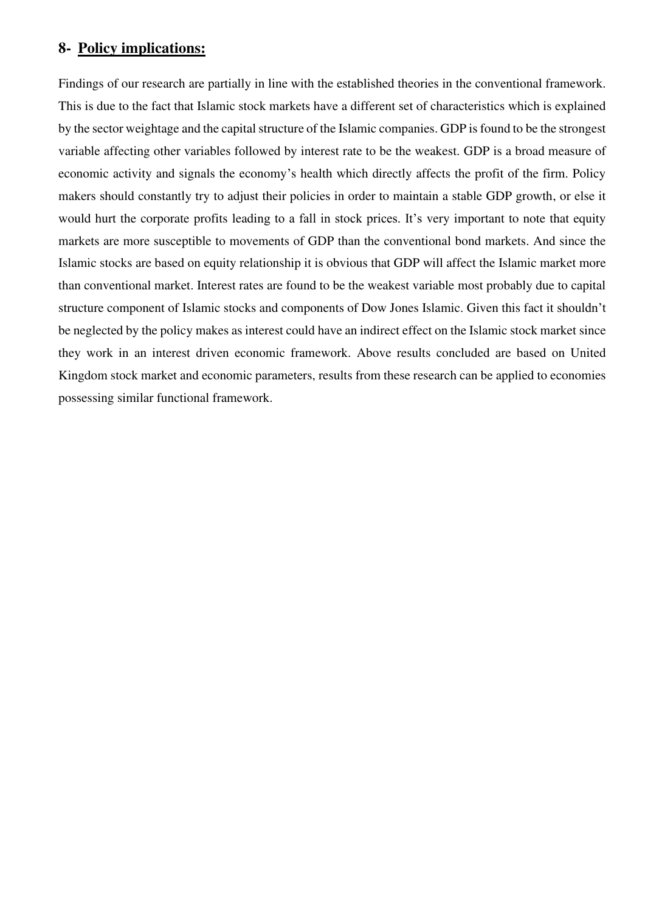## 8- Policy implications:

Findings of our research are partially in line with the established theories in the conventional framework. This is due to the fact that Islamic stock markets have a different set of characteristics which is explained by the sector weightage and the capital structure of the Islamic companies. GDP is found to be the strongest variable affecting other variables followed by interest rate to be the weakest. GDP is a broad measure of economic activity and signals the economy's health which directly affects the profit of the firm. Policy makers should constantly try to adjust their policies in order to maintain a stable GDP growth, or else it would hurt the corporate profits leading to a fall in stock prices. It's very important to note that equity markets are more susceptible to movements of GDP than the conventional bond markets. And since the Islamic stocks are based on equity relationship it is obvious that GDP will affect the Islamic market more than conventional market. Interest rates are found to be the weakest variable most probably due to capital structure component of Islamic stocks and components of Dow Jones Islamic. Given this fact it shouldn't be neglected by the policy makes as interest could have an indirect effect on the Islamic stock market since they work in an interest driven economic framework. Above results concluded are based on United Kingdom stock market and economic parameters, results from these research can be applied to economies possessing similar functional framework.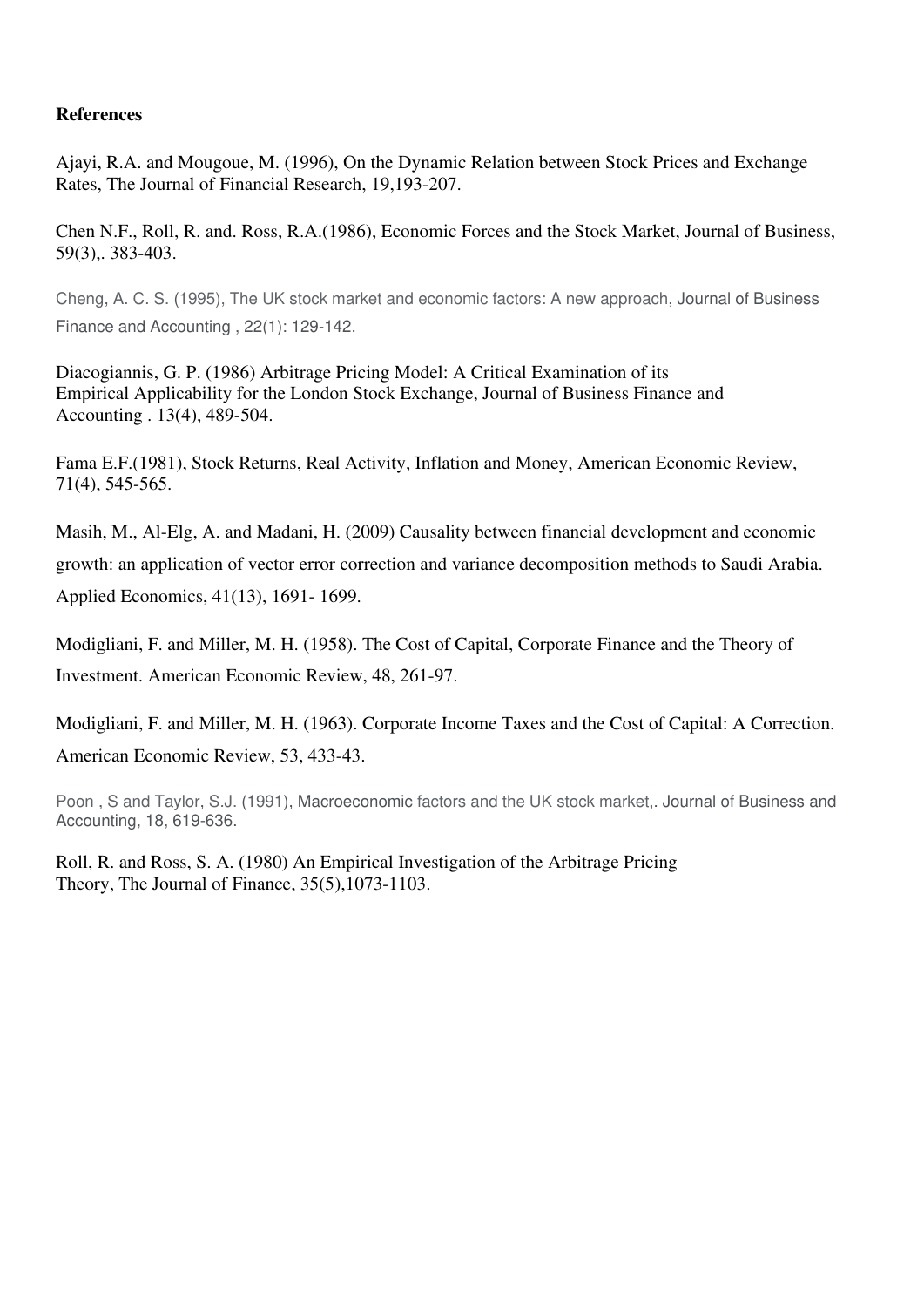**References**

Ajayi, R.A. and Mougoue, M. (1996), On the Dynamic Relation between Stock Prices and Exchange Rates, The Journal of Financial Research, 19,193-207.

Chen N.F., Roll, R. and. Ross, R.A.(1986), Economic Forces and the Stock Market, Journal of Business, 59(3),. 383-403.

Cheng, A. C. S. (1995), The UK stock market and economic factors: A new approach, Journal of Business Finance and Accounting , 22(1): 129-142.

Diacogiannis, G. P. (1986) Arbitrage Pricing Model: A Critical Examination of its Empirical Applicability for the London Stock Exchange, Journal of Business Finance and Accounting . 13(4), 489-504.

Fama E.F.(1981), Stock Returns, Real Activity, Inflation and Money, American Economic Review, 71(4), 545-565.

Masih, M., Al-Elg, A. and Madani, H. (2009) Causality between financial development and economic growth: an application of vector error correction and variance decomposition methods to Saudi Arabia. Applied Economics, 41(13), 1691- 1699.

Modigliani, F. and Miller, M. H. (1958). The Cost of Capital, Corporate Finance and the Theory of Investment. American Economic Review, 48, 261-97.

Modigliani, F. and Miller, M. H. (1963). Corporate Income Taxes and the Cost of Capital: A Correction. American Economic Review, 53, 433-43.

Poon , S and Taylor, S.J. (1991), Macroeconomic factors and the UK stock market,. Journal of Business and Accounting, 18, 619-636.

Roll, R. and Ross, S. A. (1980) An Empirical Investigation of the Arbitrage Pricing Theory, The Journal of Finance, 35(5),1073-1103.